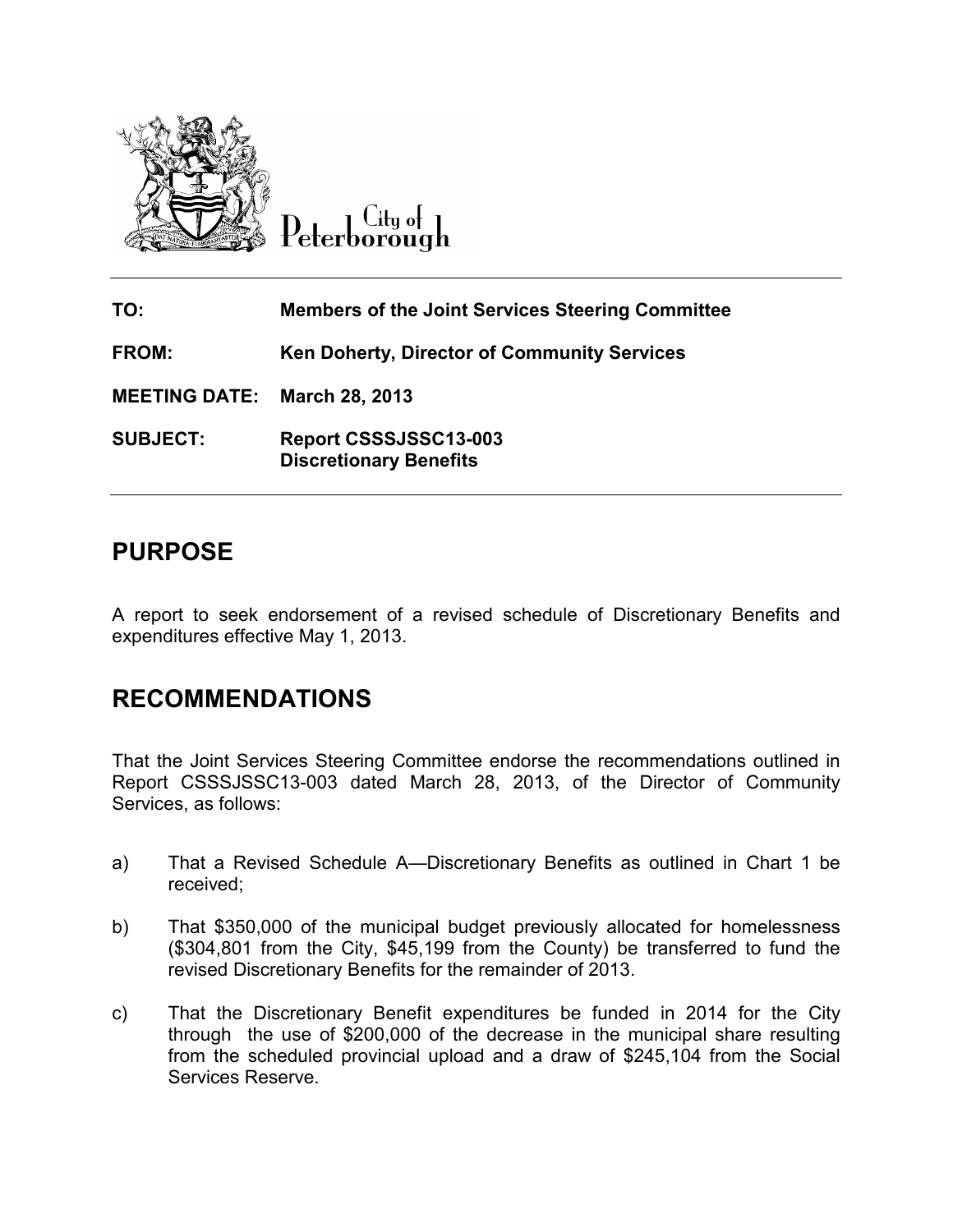City of Peterborough

| | |
|---|---|
| **TO:** | **Members of the Joint Services Steering Committee** |
| **FROM:** | **Ken Doherty, Director of Community Services** |
| **MEETING DATE:** | **March 28, 2013** |
| **SUBJECT:** | **Report CSSSJSSC13-003**<br>**Discretionary Benefits** |

## PURPOSE

A report to seek endorsement of a revised schedule of Discretionary Benefits and expenditures effective May 1, 2013.

## RECOMMENDATIONS

That the Joint Services Steering Committee endorse the recommendations outlined in Report CSSSJSSC13-003 dated March 28, 2013, of the Director of Community Services, as follows:

a) That a Revised Schedule A—Discretionary Benefits as outlined in Chart 1 be received;

b) That $350,000 of the municipal budget previously allocated for homelessness ($304,801 from the City, $45,199 from the County) be transferred to fund the revised Discretionary Benefits for the remainder of 2013.

c) That the Discretionary Benefit expenditures be funded in 2014 for the City through the use of $200,000 of the decrease in the municipal share resulting from the scheduled provincial upload and a draw of $245,104 from the Social Services Reserve.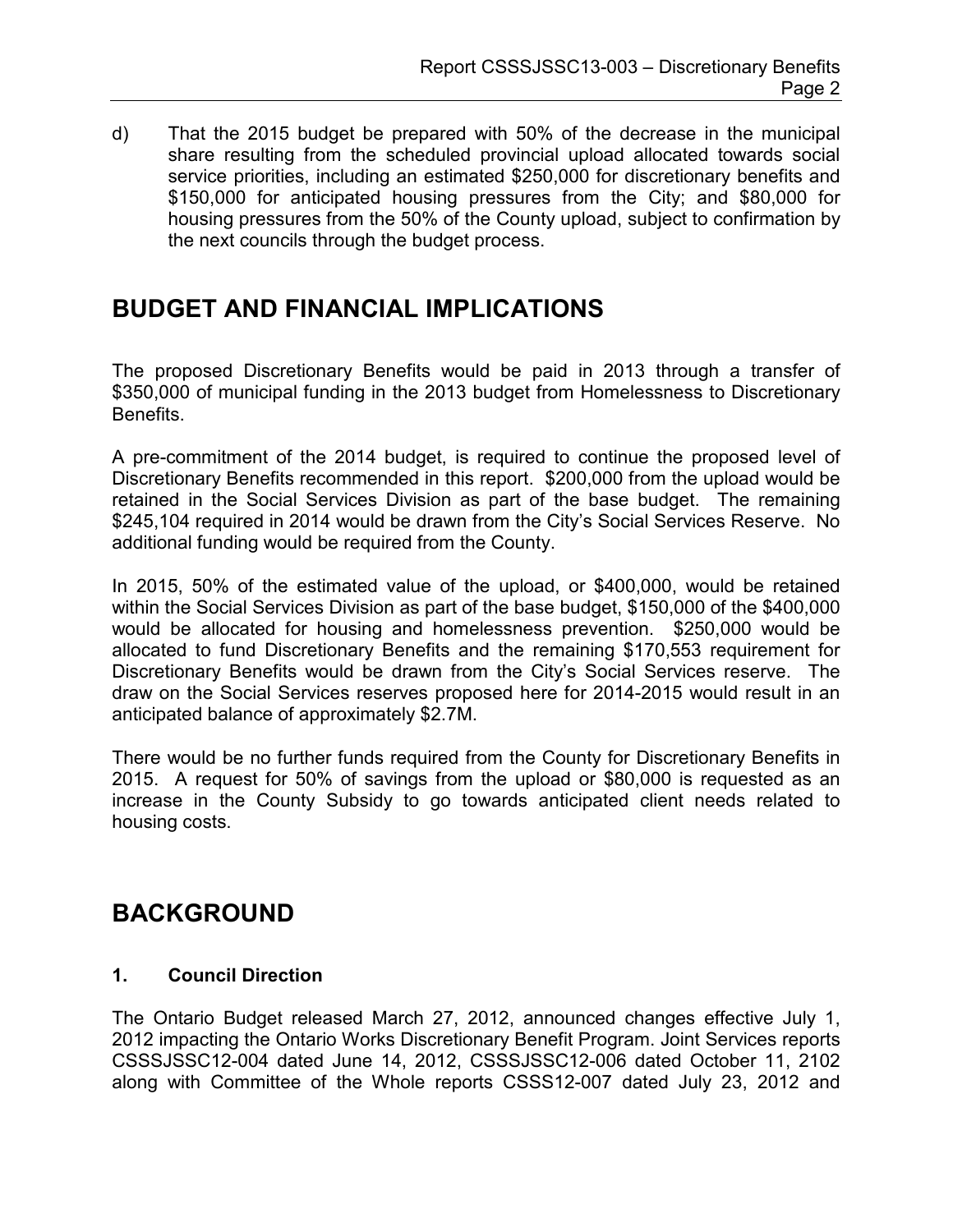d) That the 2015 budget be prepared with 50% of the decrease in the municipal share resulting from the scheduled provincial upload allocated towards social service priorities, including an estimated $250,000 for discretionary benefits and $150,000 for anticipated housing pressures from the City; and $80,000 for housing pressures from the 50% of the County upload, subject to confirmation by the next councils through the budget process.

# BUDGET AND FINANCIAL IMPLICATIONS

The proposed Discretionary Benefits would be paid in 2013 through a transfer of $350,000 of municipal funding in the 2013 budget from Homelessness to Discretionary Benefits.

A pre-commitment of the 2014 budget, is required to continue the proposed level of Discretionary Benefits recommended in this report. $200,000 from the upload would be retained in the Social Services Division as part of the base budget. The remaining $245,104 required in 2014 would be drawn from the City's Social Services Reserve. No additional funding would be required from the County.

In 2015, 50% of the estimated value of the upload, or $400,000, would be retained within the Social Services Division as part of the base budget, $150,000 of the $400,000 would be allocated for housing and homelessness prevention. $250,000 would be allocated to fund Discretionary Benefits and the remaining $170,553 requirement for Discretionary Benefits would be drawn from the City's Social Services reserve. The draw on the Social Services reserves proposed here for 2014-2015 would result in an anticipated balance of approximately $2.7M.

There would be no further funds required from the County for Discretionary Benefits in 2015. A request for 50% of savings from the upload or $80,000 is requested as an increase in the County Subsidy to go towards anticipated client needs related to housing costs.

# BACKGROUND

### 1. Council Direction

The Ontario Budget released March 27, 2012, announced changes effective July 1, 2012 impacting the Ontario Works Discretionary Benefit Program. Joint Services reports CSSSJSSC12-004 dated June 14, 2012, CSSSJSSC12-006 dated October 11, 2102 along with Committee of the Whole reports CSSS12-007 dated July 23, 2012 and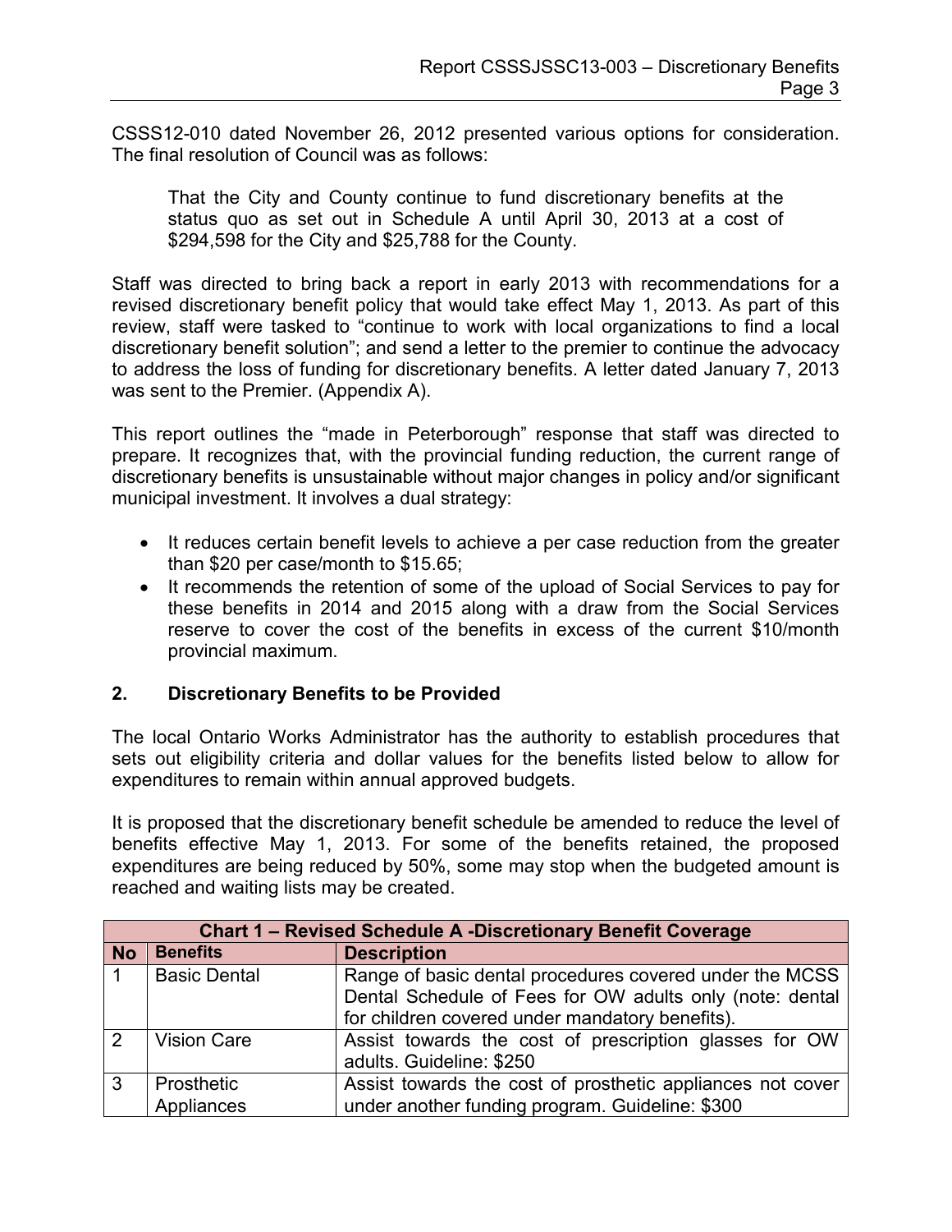CSSS12-010 dated November 26, 2012 presented various options for consideration. The final resolution of Council was as follows:

> That the City and County continue to fund discretionary benefits at the status quo as set out in Schedule A until April 30, 2013 at a cost of $294,598 for the City and $25,788 for the County.

Staff was directed to bring back a report in early 2013 with recommendations for a revised discretionary benefit policy that would take effect May 1, 2013. As part of this review, staff were tasked to "continue to work with local organizations to find a local discretionary benefit solution"; and send a letter to the premier to continue the advocacy to address the loss of funding for discretionary benefits. A letter dated January 7, 2013 was sent to the Premier. (Appendix A).

This report outlines the "made in Peterborough" response that staff was directed to prepare. It recognizes that, with the provincial funding reduction, the current range of discretionary benefits is unsustainable without major changes in policy and/or significant municipal investment. It involves a dual strategy:

- It reduces certain benefit levels to achieve a per case reduction from the greater than $20 per case/month to $15.65;
- It recommends the retention of some of the upload of Social Services to pay for these benefits in 2014 and 2015 along with a draw from the Social Services reserve to cover the cost of the benefits in excess of the current $10/month provincial maximum.

## 2. Discretionary Benefits to be Provided

The local Ontario Works Administrator has the authority to establish procedures that sets out eligibility criteria and dollar values for the benefits listed below to allow for expenditures to remain within annual approved budgets.

It is proposed that the discretionary benefit schedule be amended to reduce the level of benefits effective May 1, 2013. For some of the benefits retained, the proposed expenditures are being reduced by 50%, some may stop when the budgeted amount is reached and waiting lists may be created.

| Chart 1 – Revised Schedule A -Discretionary Benefit Coverage | | |
|---|---|---|
| **No** | **Benefits** | **Description** |
| 1 | Basic Dental | Range of basic dental procedures covered under the MCSS Dental Schedule of Fees for OW adults only (note: dental for children covered under mandatory benefits). |
| 2 | Vision Care | Assist towards the cost of prescription glasses for OW adults. Guideline: $250 |
| 3 | Prosthetic Appliances | Assist towards the cost of prosthetic appliances not cover under another funding program. Guideline: $300 |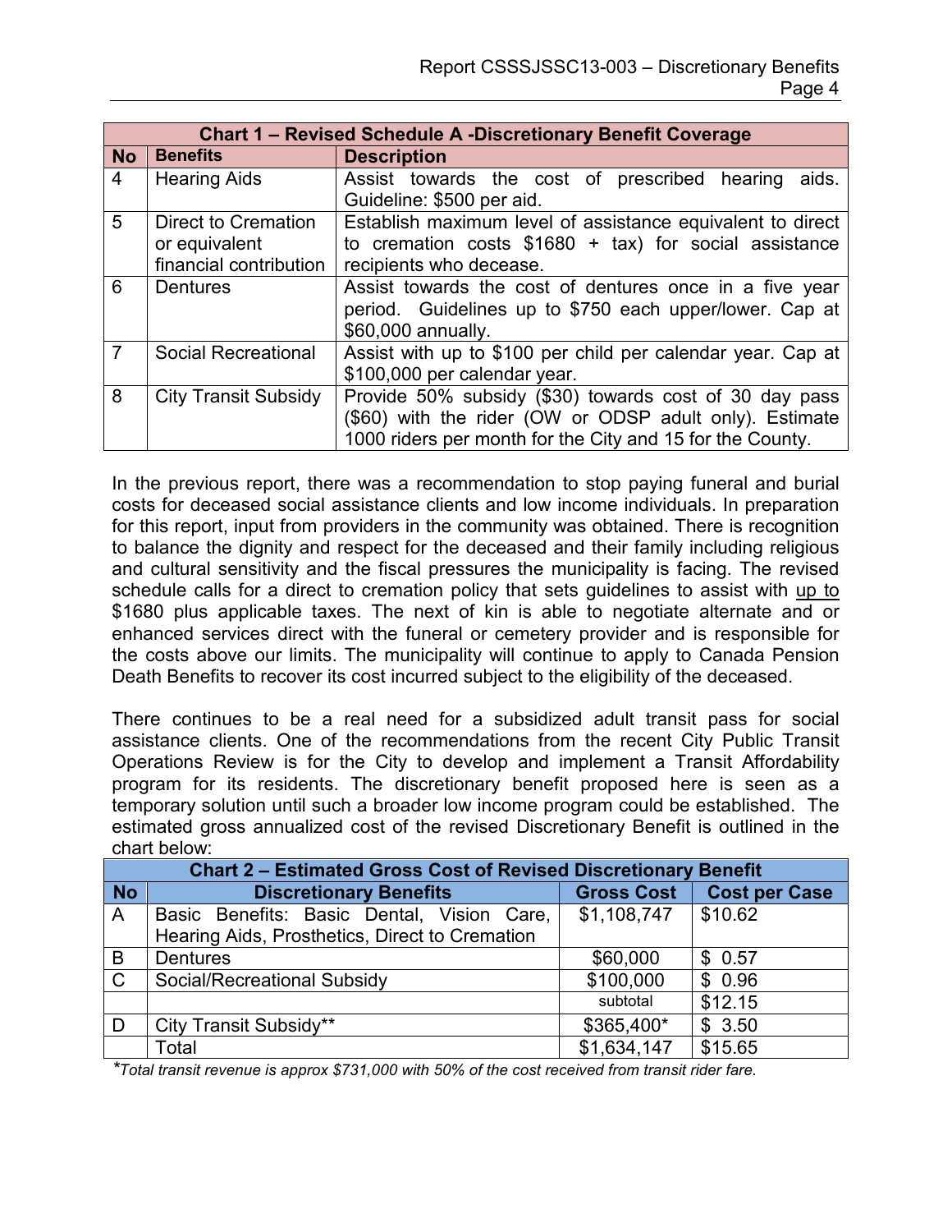| Chart 1 – Revised Schedule A -Discretionary Benefit Coverage | | |
|---|---|---|
| **No** | **Benefits** | **Description** |
| 4 | Hearing Aids | Assist towards the cost of prescribed hearing aids. Guideline: $500 per aid. |
| 5 | Direct to Cremation or equivalent financial contribution | Establish maximum level of assistance equivalent to direct to cremation costs $1680 + tax) for social assistance recipients who decease. |
| 6 | Dentures | Assist towards the cost of dentures once in a five year period. Guidelines up to $750 each upper/lower. Cap at $60,000 annually. |
| 7 | Social Recreational | Assist with up to $100 per child per calendar year. Cap at $100,000 per calendar year. |
| 8 | City Transit Subsidy | Provide 50% subsidy ($30) towards cost of 30 day pass ($60) with the rider (OW or ODSP adult only). Estimate 1000 riders per month for the City and 15 for the County. |

In the previous report, there was a recommendation to stop paying funeral and burial costs for deceased social assistance clients and low income individuals. In preparation for this report, input from providers in the community was obtained. There is recognition to balance the dignity and respect for the deceased and their family including religious and cultural sensitivity and the fiscal pressures the municipality is facing. The revised schedule calls for a direct to cremation policy that sets guidelines to assist with up to $1680 plus applicable taxes. The next of kin is able to negotiate alternate and or enhanced services direct with the funeral or cemetery provider and is responsible for the costs above our limits. The municipality will continue to apply to Canada Pension Death Benefits to recover its cost incurred subject to the eligibility of the deceased.

There continues to be a real need for a subsidized adult transit pass for social assistance clients. One of the recommendations from the recent City Public Transit Operations Review is for the City to develop and implement a Transit Affordability program for its residents. The discretionary benefit proposed here is seen as a temporary solution until such a broader low income program could be established. The estimated gross annualized cost of the revised Discretionary Benefit is outlined in the chart below:

| Chart 2 – Estimated Gross Cost of Revised Discretionary Benefit | | | |
|---|---|---|---|
| **No** | **Discretionary Benefits** | **Gross Cost** | **Cost per Case** |
| A | Basic Benefits: Basic Dental, Vision Care, Hearing Aids, Prosthetics, Direct to Cremation | $1,108,747 | $10.62 |
| B | Dentures | $60,000 | $ 0.57 |
| C | Social/Recreational Subsidy | $100,000 | $ 0.96 |
| | | subtotal | $12.15 |
| D | City Transit Subsidy** | $365,400* | $ 3.50 |
| | Total | $1,634,147 | $15.65 |

**Total transit revenue is approx $731,000 with 50% of the cost received from transit rider fare.*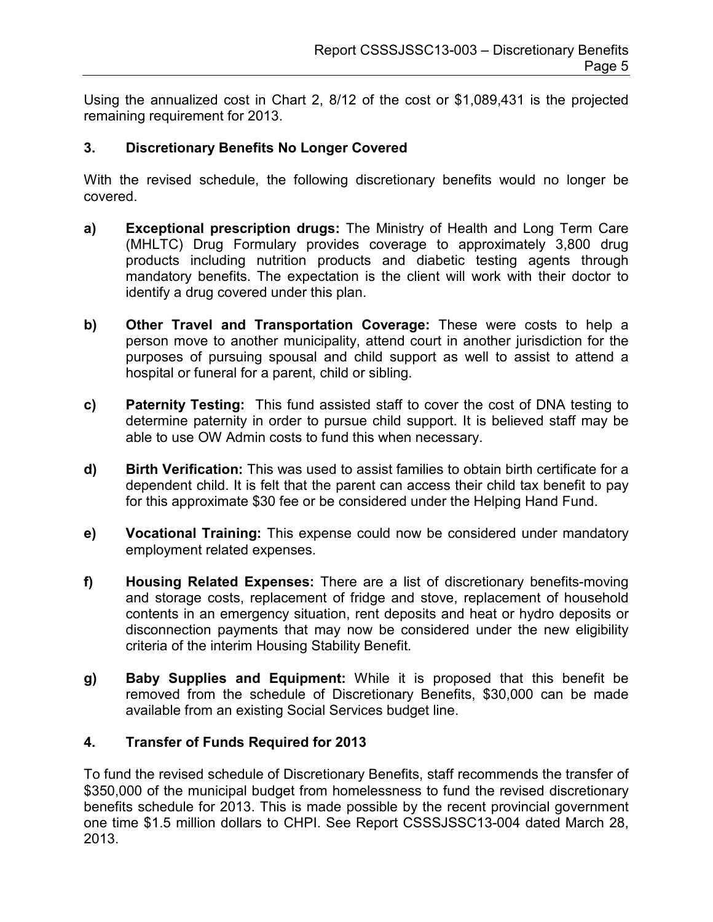Using the annualized cost in Chart 2, 8/12 of the cost or $1,089,431 is the projected remaining requirement for 2013.

## 3. Discretionary Benefits No Longer Covered

With the revised schedule, the following discretionary benefits would no longer be covered.

**a) Exceptional prescription drugs:** The Ministry of Health and Long Term Care (MHLTC) Drug Formulary provides coverage to approximately 3,800 drug products including nutrition products and diabetic testing agents through mandatory benefits. The expectation is the client will work with their doctor to identify a drug covered under this plan.

**b) Other Travel and Transportation Coverage:** These were costs to help a person move to another municipality, attend court in another jurisdiction for the purposes of pursuing spousal and child support as well to assist to attend a hospital or funeral for a parent, child or sibling.

**c) Paternity Testing:** This fund assisted staff to cover the cost of DNA testing to determine paternity in order to pursue child support. It is believed staff may be able to use OW Admin costs to fund this when necessary.

**d) Birth Verification:** This was used to assist families to obtain birth certificate for a dependent child. It is felt that the parent can access their child tax benefit to pay for this approximate $30 fee or be considered under the Helping Hand Fund.

**e) Vocational Training:** This expense could now be considered under mandatory employment related expenses.

**f) Housing Related Expenses:** There are a list of discretionary benefits-moving and storage costs, replacement of fridge and stove, replacement of household contents in an emergency situation, rent deposits and heat or hydro deposits or disconnection payments that may now be considered under the new eligibility criteria of the interim Housing Stability Benefit.

**g) Baby Supplies and Equipment:** While it is proposed that this benefit be removed from the schedule of Discretionary Benefits, $30,000 can be made available from an existing Social Services budget line.

## 4. Transfer of Funds Required for 2013

To fund the revised schedule of Discretionary Benefits, staff recommends the transfer of $350,000 of the municipal budget from homelessness to fund the revised discretionary benefits schedule for 2013. This is made possible by the recent provincial government one time $1.5 million dollars to CHPI. See Report CSSSJSSC13-004 dated March 28, 2013.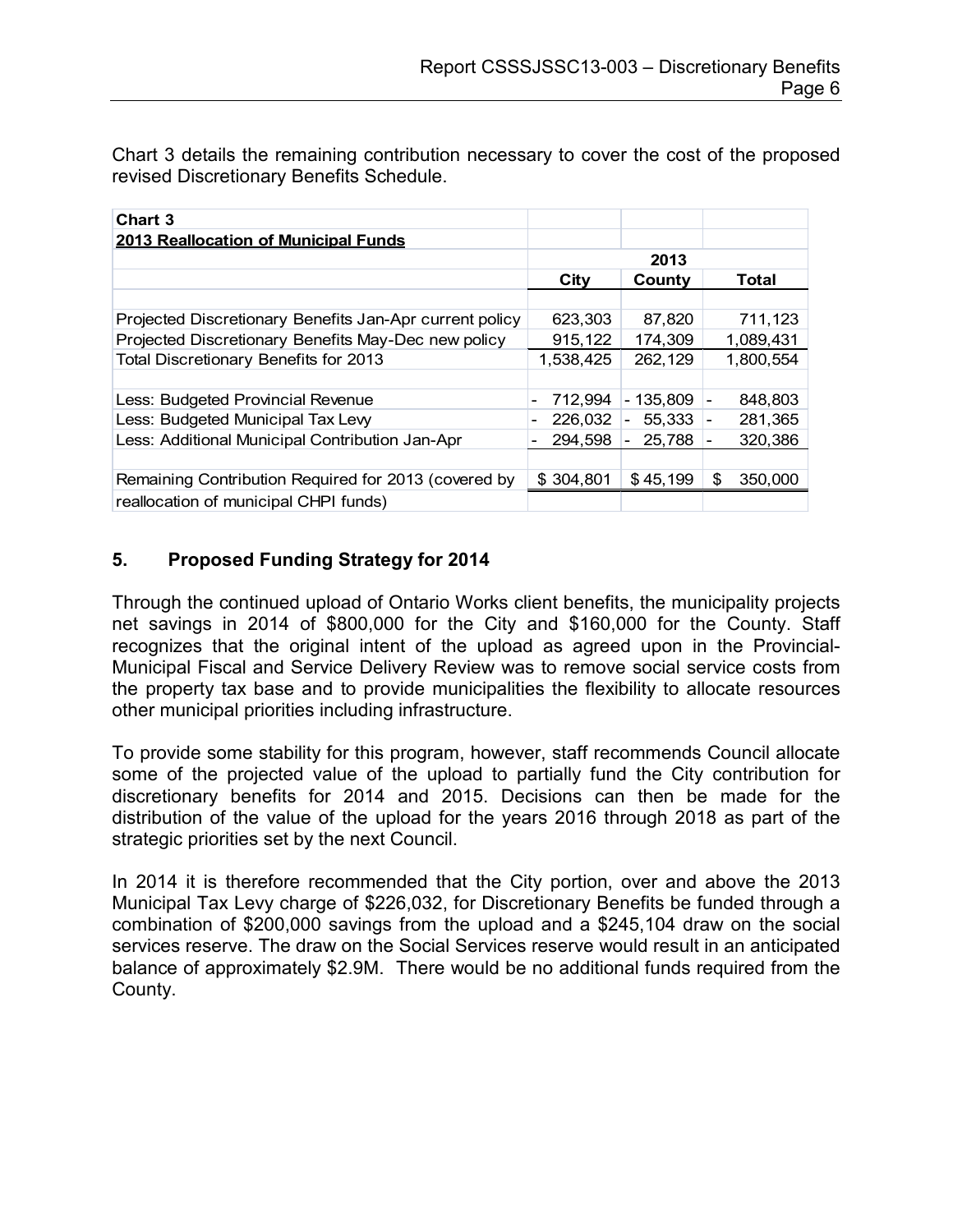Chart 3 details the remaining contribution necessary to cover the cost of the proposed revised Discretionary Benefits Schedule.

| **Chart 3** | | | |
|---|---|---|---|
| **2013 Reallocation of Municipal Funds** | | | |
| | | **2013** | |
| | **City** | **County** | **Total** |
| | | | |
| Projected Discretionary Benefits Jan-Apr current policy | 623,303 | 87,820 | 711,123 |
| Projected Discretionary Benefits May-Dec new policy | 915,122 | 174,309 | 1,089,431 |
| Total Discretionary Benefits for 2013 | 1,538,425 | 262,129 | 1,800,554 |
| | | | |
| Less: Budgeted Provincial Revenue | - 712,994 | - 135,809 | - 848,803 |
| Less: Budgeted Municipal Tax Levy | - 226,032 | - 55,333 | - 281,365 |
| Less: Additional Municipal Contribution Jan-Apr | - 294,598 | - 25,788 | - 320,386 |
| | | | |
| Remaining Contribution Required for 2013 (covered by reallocation of municipal CHPI funds) | $ 304,801 | $ 45,199 | $ 350,000 |

## 5. Proposed Funding Strategy for 2014

Through the continued upload of Ontario Works client benefits, the municipality projects net savings in 2014 of $800,000 for the City and $160,000 for the County. Staff recognizes that the original intent of the upload as agreed upon in the Provincial-Municipal Fiscal and Service Delivery Review was to remove social service costs from the property tax base and to provide municipalities the flexibility to allocate resources other municipal priorities including infrastructure.

To provide some stability for this program, however, staff recommends Council allocate some of the projected value of the upload to partially fund the City contribution for discretionary benefits for 2014 and 2015. Decisions can then be made for the distribution of the value of the upload for the years 2016 through 2018 as part of the strategic priorities set by the next Council.

In 2014 it is therefore recommended that the City portion, over and above the 2013 Municipal Tax Levy charge of $226,032, for Discretionary Benefits be funded through a combination of $200,000 savings from the upload and a $245,104 draw on the social services reserve. The draw on the Social Services reserve would result in an anticipated balance of approximately $2.9M. There would be no additional funds required from the County.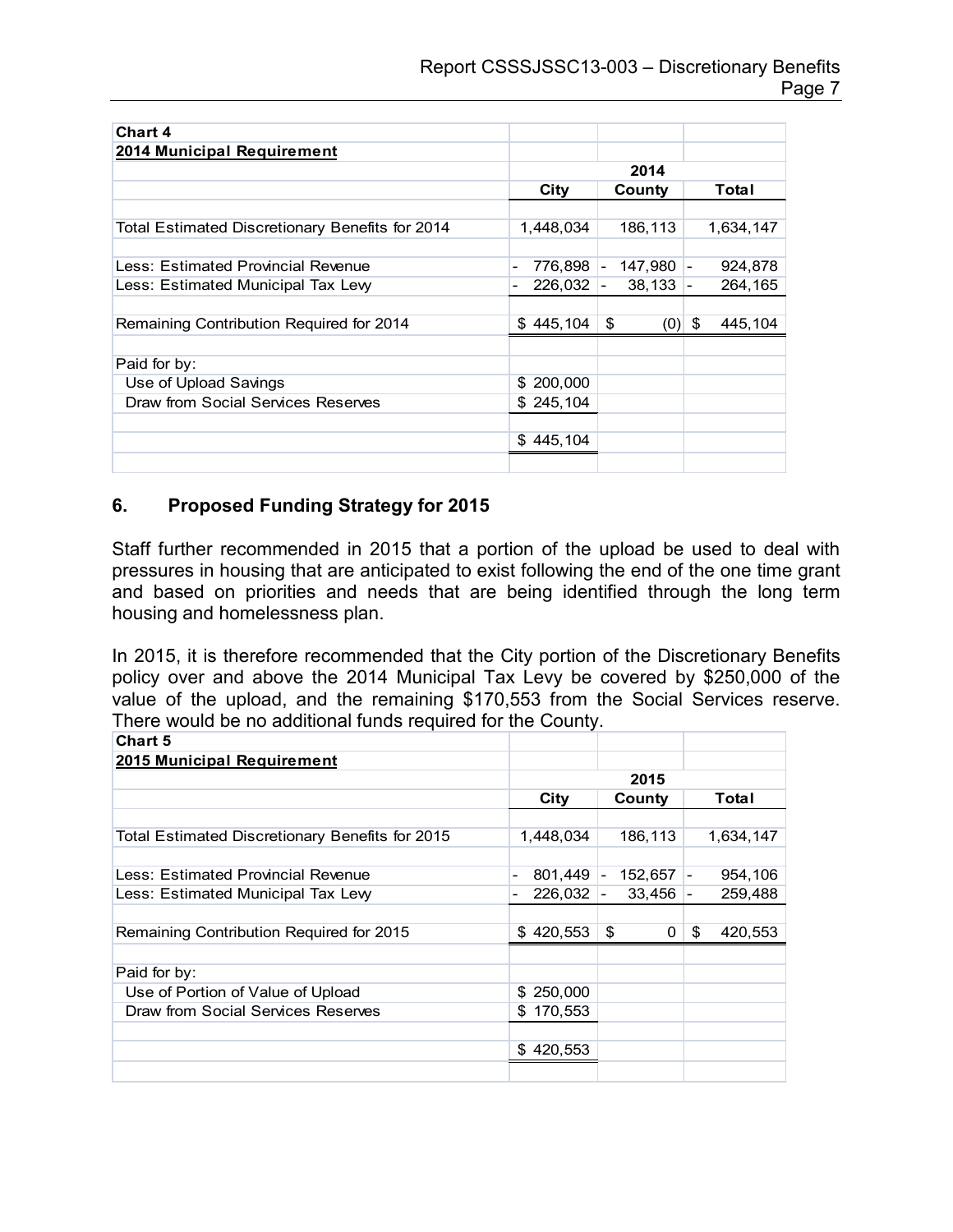| **Chart 4** | | | |
|---|---|---|---|
| **2014 Municipal Requirement** | | | |
| | | **2014** | |
| | **City** | **County** | **Total** |
| | | | |
| Total Estimated Discretionary Benefits for 2014 | 1,448,034 | 186,113 | 1,634,147 |
| | | | |
| Less: Estimated Provincial Revenue | - 776,898 | - 147,980 | - 924,878 |
| Less: Estimated Municipal Tax Levy | - 226,032 | - 38,133 | - 264,165 |
| | | | |
| Remaining Contribution Required for 2014 | $ 445,104 | $ (0) | $ 445,104 |
| | | | |
| Paid for by: | | | |
| Use of Upload Savings | $ 200,000 | | |
| Draw from Social Services Reserves | $ 245,104 | | |
| | | | |
| | $ 445,104 | | |

## 6. Proposed Funding Strategy for 2015

Staff further recommended in 2015 that a portion of the upload be used to deal with pressures in housing that are anticipated to exist following the end of the one time grant and based on priorities and needs that are being identified through the long term housing and homelessness plan.

In 2015, it is therefore recommended that the City portion of the Discretionary Benefits policy over and above the 2014 Municipal Tax Levy be covered by $250,000 of the value of the upload, and the remaining $170,553 from the Social Services reserve. There would be no additional funds required for the County.

| **Chart 5** | | | |
|---|---|---|---|
| **2015 Municipal Requirement** | | | |
| | | **2015** | |
| | **City** | **County** | **Total** |
| | | | |
| Total Estimated Discretionary Benefits for 2015 | 1,448,034 | 186,113 | 1,634,147 |
| | | | |
| Less: Estimated Provincial Revenue | - 801,449 | - 152,657 | - 954,106 |
| Less: Estimated Municipal Tax Levy | - 226,032 | - 33,456 | - 259,488 |
| | | | |
| Remaining Contribution Required for 2015 | $ 420,553 | $ 0 | $ 420,553 |
| | | | |
| Paid for by: | | | |
| Use of Portion of Value of Upload | $ 250,000 | | |
| Draw from Social Services Reserves | $ 170,553 | | |
| | | | |
| | $ 420,553 | | |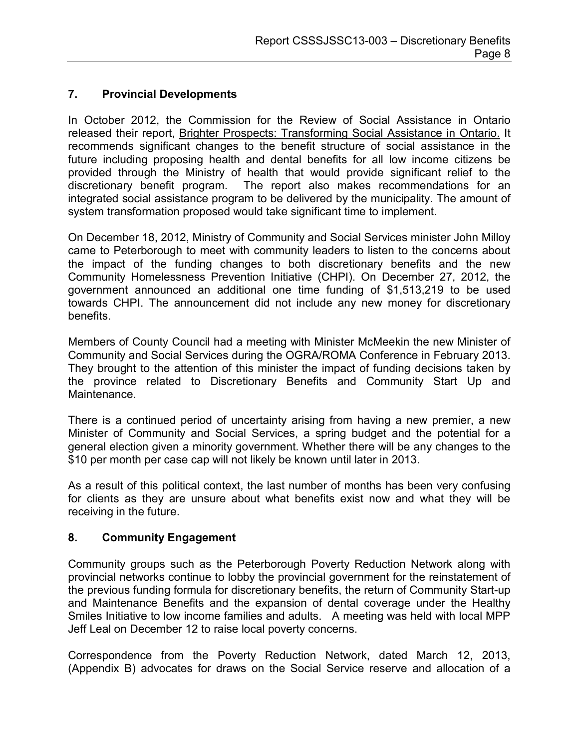## 7. Provincial Developments

In October 2012, the Commission for the Review of Social Assistance in Ontario released their report, Brighter Prospects: Transforming Social Assistance in Ontario. It recommends significant changes to the benefit structure of social assistance in the future including proposing health and dental benefits for all low income citizens be provided through the Ministry of health that would provide significant relief to the discretionary benefit program. The report also makes recommendations for an integrated social assistance program to be delivered by the municipality. The amount of system transformation proposed would take significant time to implement.

On December 18, 2012, Ministry of Community and Social Services minister John Milloy came to Peterborough to meet with community leaders to listen to the concerns about the impact of the funding changes to both discretionary benefits and the new Community Homelessness Prevention Initiative (CHPI). On December 27, 2012, the government announced an additional one time funding of $1,513,219 to be used towards CHPI. The announcement did not include any new money for discretionary benefits.

Members of County Council had a meeting with Minister McMeekin the new Minister of Community and Social Services during the OGRA/ROMA Conference in February 2013. They brought to the attention of this minister the impact of funding decisions taken by the province related to Discretionary Benefits and Community Start Up and Maintenance.

There is a continued period of uncertainty arising from having a new premier, a new Minister of Community and Social Services, a spring budget and the potential for a general election given a minority government. Whether there will be any changes to the $10 per month per case cap will not likely be known until later in 2013.

As a result of this political context, the last number of months has been very confusing for clients as they are unsure about what benefits exist now and what they will be receiving in the future.

## 8. Community Engagement

Community groups such as the Peterborough Poverty Reduction Network along with provincial networks continue to lobby the provincial government for the reinstatement of the previous funding formula for discretionary benefits, the return of Community Start-up and Maintenance Benefits and the expansion of dental coverage under the Healthy Smiles Initiative to low income families and adults. A meeting was held with local MPP Jeff Leal on December 12 to raise local poverty concerns.

Correspondence from the Poverty Reduction Network, dated March 12, 2013, (Appendix B) advocates for draws on the Social Service reserve and allocation of a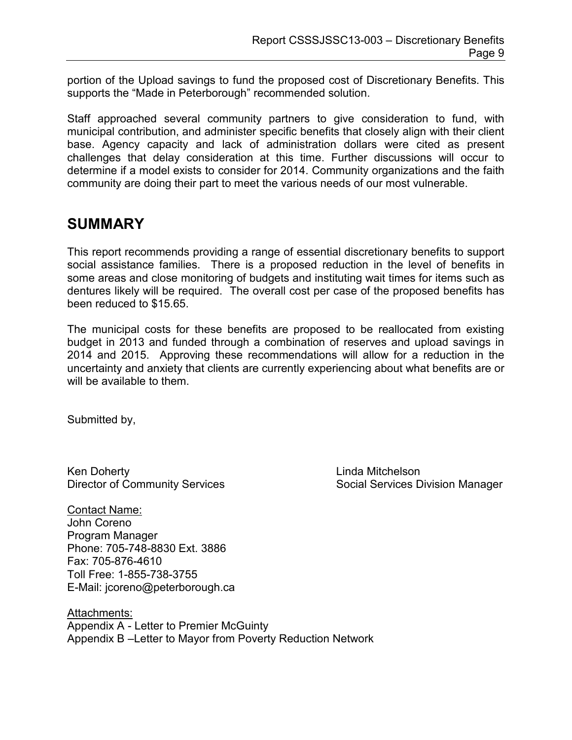portion of the Upload savings to fund the proposed cost of Discretionary Benefits. This supports the "Made in Peterborough" recommended solution.

Staff approached several community partners to give consideration to fund, with municipal contribution, and administer specific benefits that closely align with their client base. Agency capacity and lack of administration dollars were cited as present challenges that delay consideration at this time. Further discussions will occur to determine if a model exists to consider for 2014. Community organizations and the faith community are doing their part to meet the various needs of our most vulnerable.

## SUMMARY

This report recommends providing a range of essential discretionary benefits to support social assistance families. There is a proposed reduction in the level of benefits in some areas and close monitoring of budgets and instituting wait times for items such as dentures likely will be required. The overall cost per case of the proposed benefits has been reduced to $15.65.

The municipal costs for these benefits are proposed to be reallocated from existing budget in 2013 and funded through a combination of reserves and upload savings in 2014 and 2015. Approving these recommendations will allow for a reduction in the uncertainty and anxiety that clients are currently experiencing about what benefits are or will be available to them.

Submitted by,

Ken Doherty
Director of Community Services

Linda Mitchelson
Social Services Division Manager

Contact Name:
John Coreno
Program Manager
Phone: 705-748-8830 Ext. 3886
Fax: 705-876-4610
Toll Free: 1-855-738-3755
E-Mail: jcoreno@peterborough.ca

Attachments:
Appendix A - Letter to Premier McGuinty
Appendix B –Letter to Mayor from Poverty Reduction Network